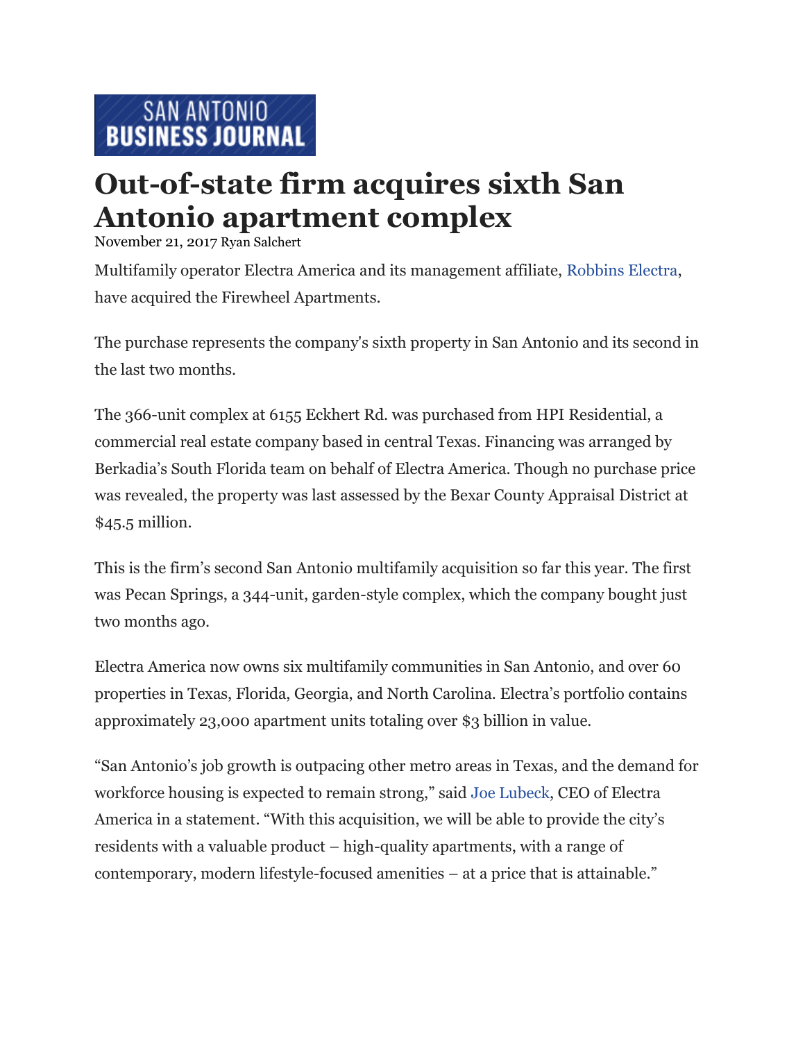SAN ANTONIO BUSINESS JOURNAL

# Out-of-state firm acquires sixth San Antonio apartment complex

November 21, 2017 Ryan Salchert

Multifamily operator Electra America and its management affiliate, Robbins Electra, have acquired the Firewheel Apartments.

The purchase represents the company's sixth property in San Antonio and its second in the last two months.

The 366-unit complex at 6155 Eckhert Rd. was purchased from HPI Residential, a commercial real estate company based in central Texas. Financing was arranged by Berkadia's South Florida team on behalf of Electra America. Though no purchase price was revealed, the property was last assessed by the Bexar County Appraisal District at $45.5 million.

This is the firm's second San Antonio multifamily acquisition so far this year. The first was Pecan Springs, a 344-unit, garden-style complex, which the company bought just two months ago.

Electra America now owns six multifamily communities in San Antonio, and over 60 properties in Texas, Florida, Georgia, and North Carolina. Electra's portfolio contains approximately 23,000 apartment units totaling over $3 billion in value.

"San Antonio's job growth is outpacing other metro areas in Texas, and the demand for workforce housing is expected to remain strong," said Joe Lubeck, CEO of Electra America in a statement. "With this acquisition, we will be able to provide the city's residents with a valuable product – high-quality apartments, with a range of contemporary, modern lifestyle-focused amenities – at a price that is attainable."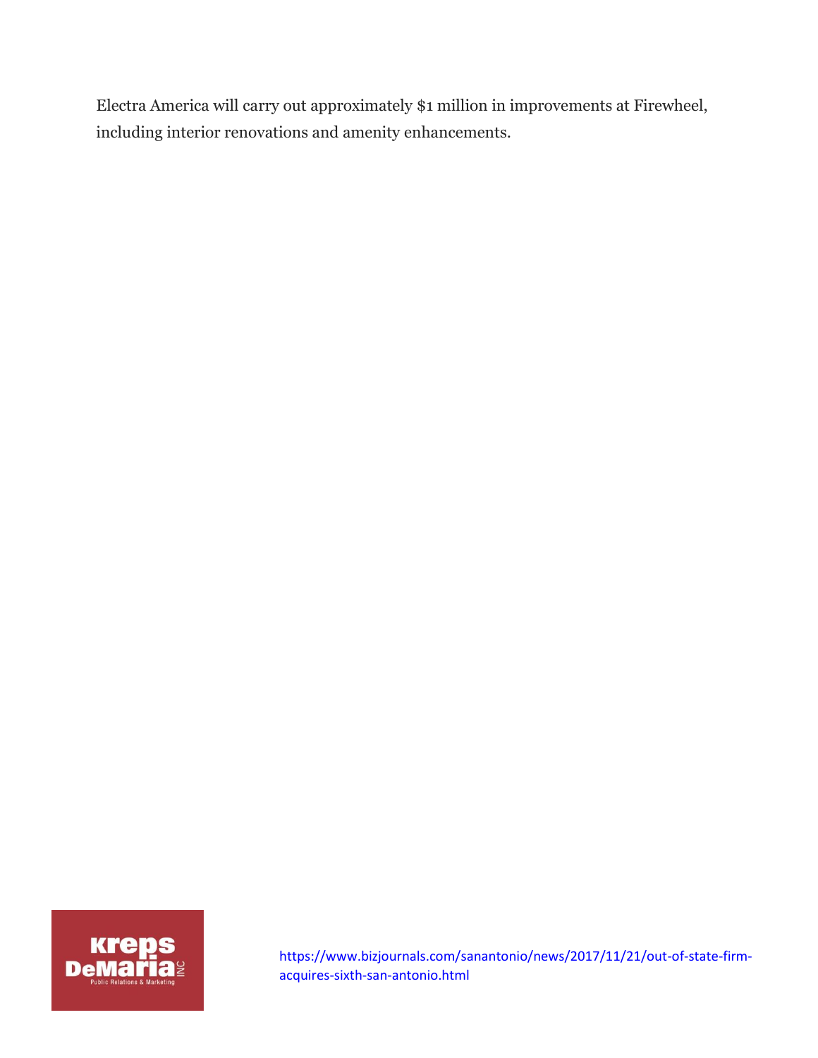Electra America will carry out approximately $1 million in improvements at Firewheel, including interior renovations and amenity enhancements.

https://www.bizjournals.com/sanantonio/news/2017/11/21/out-of-state-firm-acquires-sixth-san-antonio.html